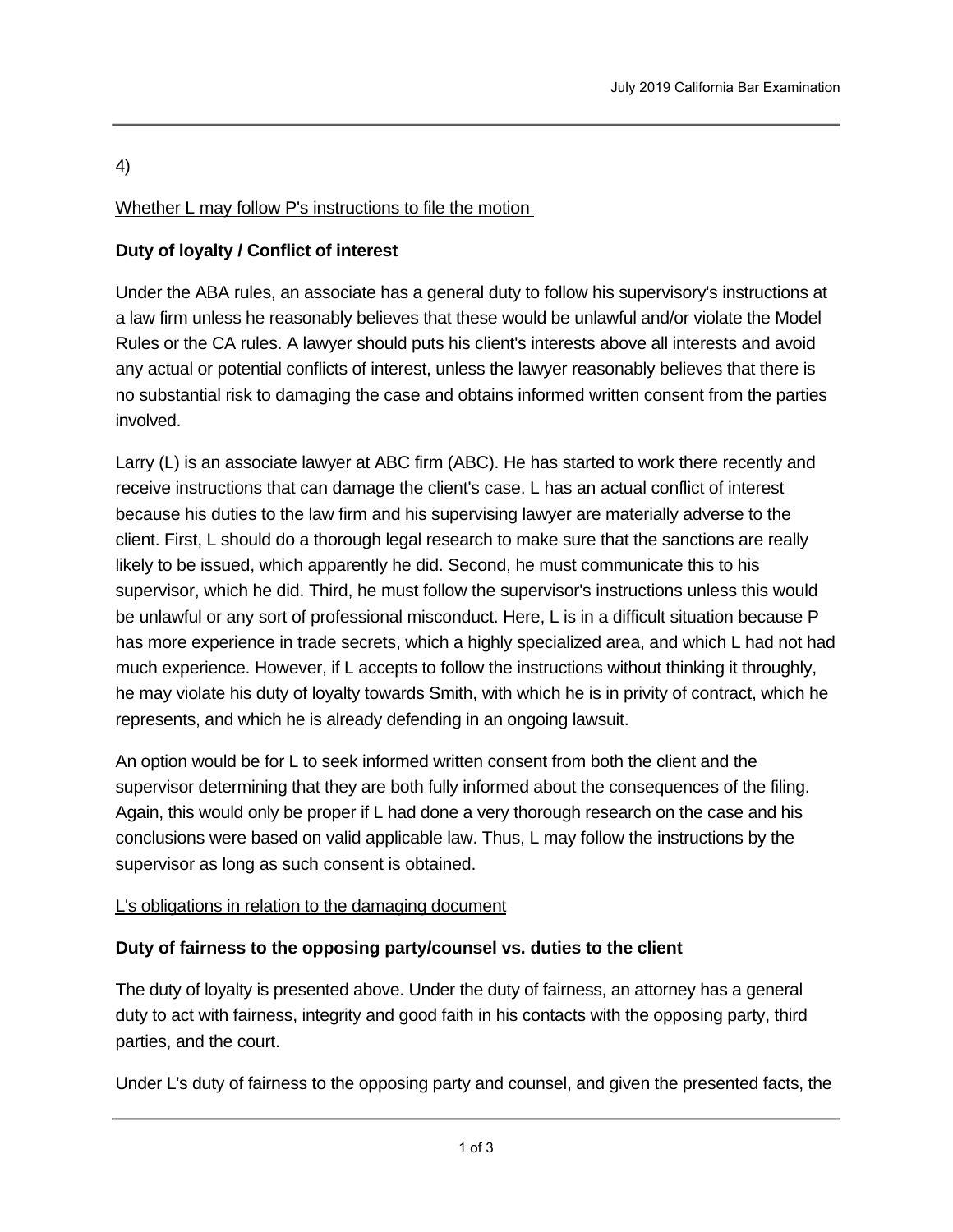4)

<u>Whether L may follow P's instructions to file the motion</u>

**Duty of loyalty / Conflict of interest**

Under the ABA rules, an associate has a general duty to follow his supervisory's instructions at a law firm unless he reasonably believes that these would be unlawful and/or violate the Model Rules or the CA rules. A lawyer should puts his client's interests above all interests and avoid any actual or potential conflicts of interest, unless the lawyer reasonably believes that there is no substantial risk to damaging the case and obtains informed written consent from the parties involved.

Larry (L) is an associate lawyer at ABC firm (ABC). He has started to work there recently and receive instructions that can damage the client's case. L has an actual conflict of interest because his duties to the law firm and his supervising lawyer are materially adverse to the client. First, L should do a thorough legal research to make sure that the sanctions are really likely to be issued, which apparently he did. Second, he must communicate this to his supervisor, which he did. Third, he must follow the supervisor's instructions unless this would be unlawful or any sort of professional misconduct. Here, L is in a difficult situation because P has more experience in trade secrets, which a highly specialized area, and which L had not had much experience. However, if L accepts to follow the instructions without thinking it throughly, he may violate his duty of loyalty towards Smith, with which he is in privity of contract, which he represents, and which he is already defending in an ongoing lawsuit.

An option would be for L to seek informed written consent from both the client and the supervisor determining that they are both fully informed about the consequences of the filing. Again, this would only be proper if L had done a very thorough research on the case and his conclusions were based on valid applicable law. Thus, L may follow the instructions by the supervisor as long as such consent is obtained.

<u>L's obligations in relation to the damaging document</u>

**Duty of fairness to the opposing party/counsel vs. duties to the client**

The duty of loyalty is presented above. Under the duty of fairness, an attorney has a general duty to act with fairness, integrity and good faith in his contacts with the opposing party, third parties, and the court.

Under L's duty of fairness to the opposing party and counsel, and given the presented facts, the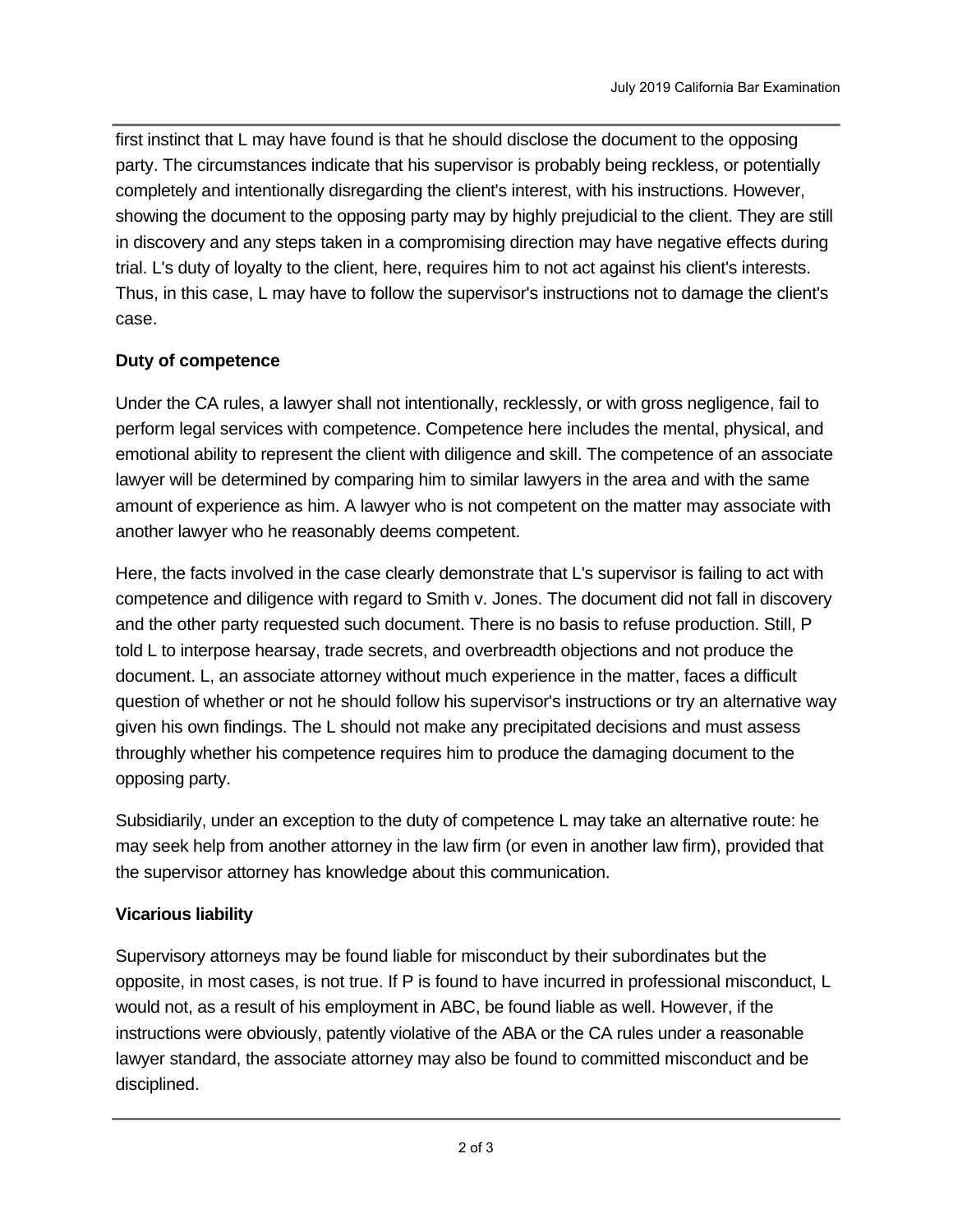first instinct that L may have found is that he should disclose the document to the opposing party. The circumstances indicate that his supervisor is probably being reckless, or potentially completely and intentionally disregarding the client's interest, with his instructions. However, showing the document to the opposing party may by highly prejudicial to the client. They are still in discovery and any steps taken in a compromising direction may have negative effects during trial. L's duty of loyalty to the client, here, requires him to not act against his client's interests. Thus, in this case, L may have to follow the supervisor's instructions not to damage the client's case.

**Duty of competence**

Under the CA rules, a lawyer shall not intentionally, recklessly, or with gross negligence, fail to perform legal services with competence. Competence here includes the mental, physical, and emotional ability to represent the client with diligence and skill. The competence of an associate lawyer will be determined by comparing him to similar lawyers in the area and with the same amount of experience as him. A lawyer who is not competent on the matter may associate with another lawyer who he reasonably deems competent.

Here, the facts involved in the case clearly demonstrate that L's supervisor is failing to act with competence and diligence with regard to Smith v. Jones. The document did not fall in discovery and the other party requested such document. There is no basis to refuse production. Still, P told L to interpose hearsay, trade secrets, and overbreadth objections and not produce the document. L, an associate attorney without much experience in the matter, faces a difficult question of whether or not he should follow his supervisor's instructions or try an alternative way given his own findings. The L should not make any precipitated decisions and must assess throughly whether his competence requires him to produce the damaging document to the opposing party.

Subsidiarily, under an exception to the duty of competence L may take an alternative route: he may seek help from another attorney in the law firm (or even in another law firm), provided that the supervisor attorney has knowledge about this communication.

**Vicarious liability**

Supervisory attorneys may be found liable for misconduct by their subordinates but the opposite, in most cases, is not true. If P is found to have incurred in professional misconduct, L would not, as a result of his employment in ABC, be found liable as well. However, if the instructions were obviously, patently violative of the ABA or the CA rules under a reasonable lawyer standard, the associate attorney may also be found to committed misconduct and be disciplined.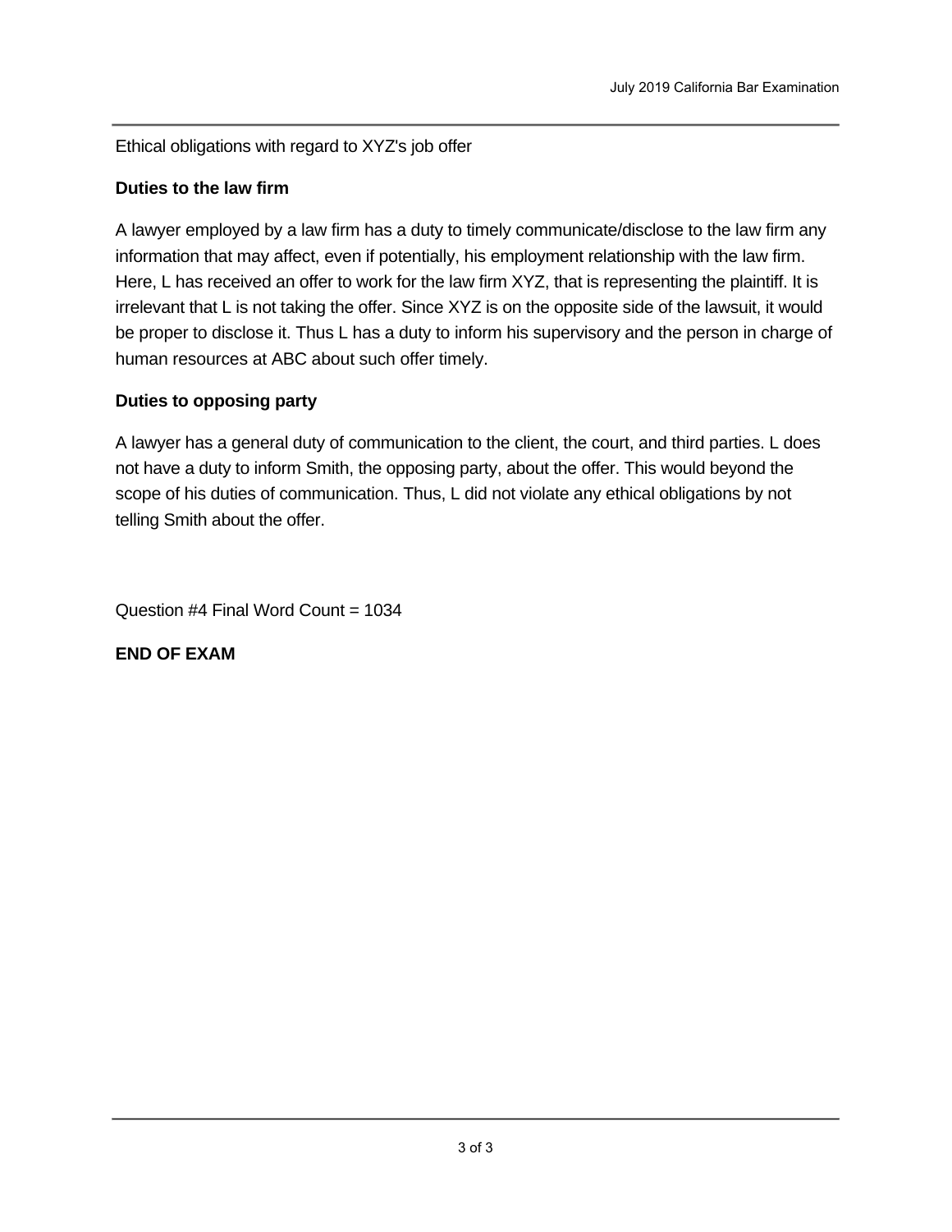Ethical obligations with regard to XYZ's job offer

**Duties to the law firm**

A lawyer employed by a law firm has a duty to timely communicate/disclose to the law firm any information that may affect, even if potentially, his employment relationship with the law firm. Here, L has received an offer to work for the law firm XYZ, that is representing the plaintiff. It is irrelevant that L is not taking the offer. Since XYZ is on the opposite side of the lawsuit, it would be proper to disclose it. Thus L has a duty to inform his supervisory and the person in charge of human resources at ABC about such offer timely.

**Duties to opposing party**

A lawyer has a general duty of communication to the client, the court, and third parties. L does not have a duty to inform Smith, the opposing party, about the offer. This would beyond the scope of his duties of communication. Thus, L did not violate any ethical obligations by not telling Smith about the offer.

Question #4 Final Word Count = 1034

**END OF EXAM**